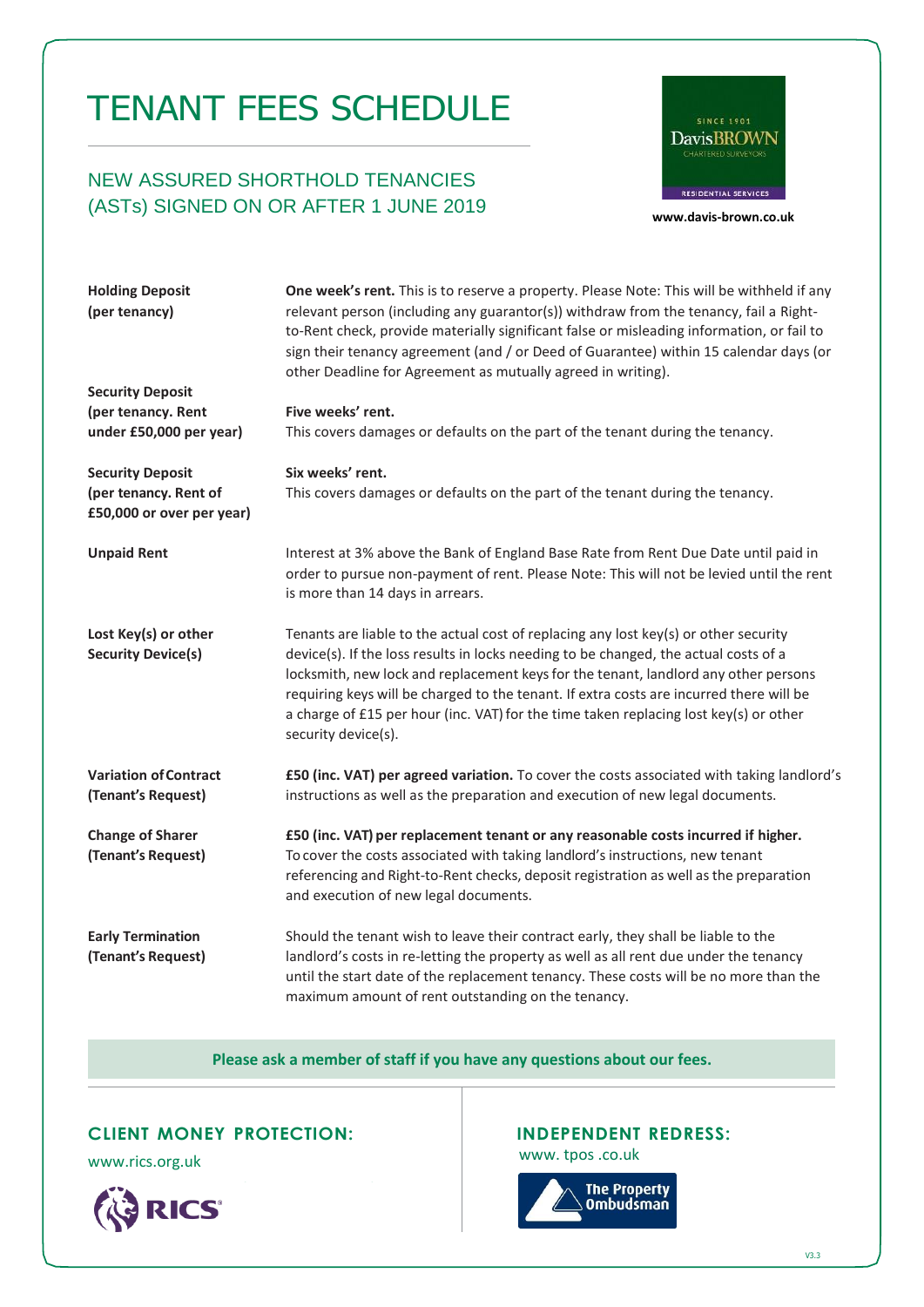# TENANT FEES SCHEDULE

## NEW ASSURED SHORTHOLD TENANCIES (ASTs) SIGNED ON OR AFTER 1 JUNE 2019

SINCE 1901
DavisBROWN
CHARTERED SURVEYORS
RESIDENTIAL SERVICES

**www.davis-brown.co.uk**

| | |
|---|---|
| **Holding Deposit (per tenancy)** | **One week's rent.** This is to reserve a property. Please Note: This will be withheld if any relevant person (including any guarantor(s)) withdraw from the tenancy, fail a Right-to-Rent check, provide materially significant false or misleading information, or fail to sign their tenancy agreement (and / or Deed of Guarantee) within 15 calendar days (or other Deadline for Agreement as mutually agreed in writing). |
| **Security Deposit (per tenancy. Rent under £50,000 per year)** | **Five weeks' rent.** This covers damages or defaults on the part of the tenant during the tenancy. |
| **Security Deposit (per tenancy. Rent of £50,000 or over per year)** | **Six weeks' rent.** This covers damages or defaults on the part of the tenant during the tenancy. |
| **Unpaid Rent** | Interest at 3% above the Bank of England Base Rate from Rent Due Date until paid in order to pursue non-payment of rent. Please Note: This will not be levied until the rent is more than 14 days in arrears. |
| **Lost Key(s) or other Security Device(s)** | Tenants are liable to the actual cost of replacing any lost key(s) or other security device(s). If the loss results in locks needing to be changed, the actual costs of a locksmith, new lock and replacement keys for the tenant, landlord any other persons requiring keys will be charged to the tenant. If extra costs are incurred there will be a charge of £15 per hour (inc. VAT) for the time taken replacing lost key(s) or other security device(s). |
| **Variation of Contract (Tenant's Request)** | **£50 (inc. VAT) per agreed variation.** To cover the costs associated with taking landlord's instructions as well as the preparation and execution of new legal documents. |
| **Change of Sharer (Tenant's Request)** | **£50 (inc. VAT) per replacement tenant or any reasonable costs incurred if higher.** To cover the costs associated with taking landlord's instructions, new tenant referencing and Right-to-Rent checks, deposit registration as well as the preparation and execution of new legal documents. |
| **Early Termination (Tenant's Request)** | Should the tenant wish to leave their contract early, they shall be liable to the landlord's costs in re-letting the property as well as all rent due under the tenancy until the start date of the replacement tenancy. These costs will be no more than the maximum amount of rent outstanding on the tenancy. |

**Please ask a member of staff if you have any questions about our fees.**

### CLIENT MONEY PROTECTION:

www.rics.org.uk

RICS

### INDEPENDENT REDRESS:

www. tpos .co.uk

The Property Ombudsman

V3.3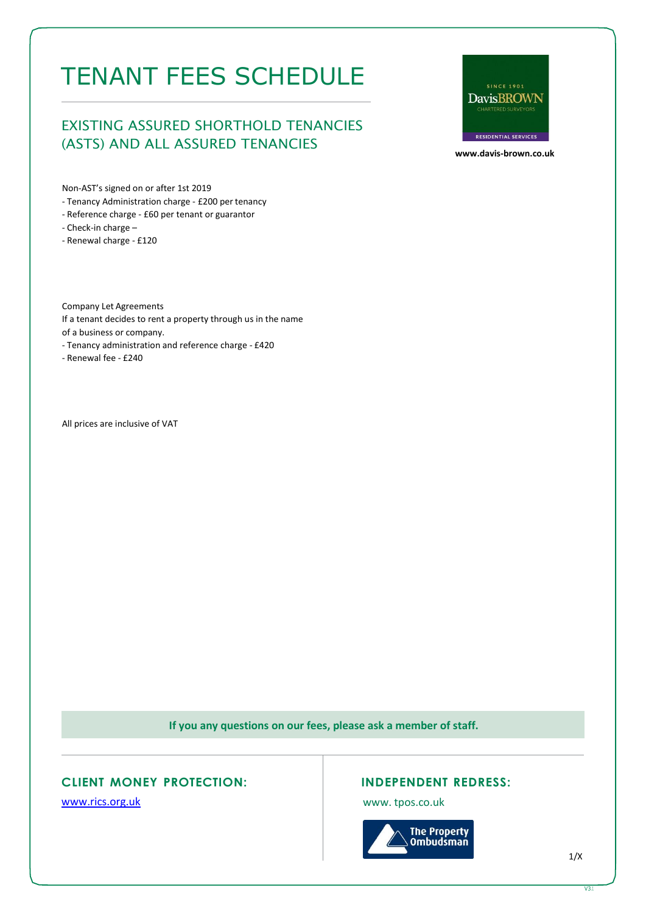# TENANT FEES SCHEDULE

## EXISTING ASSURED SHORTHOLD TENANCIES (ASTS) AND ALL ASSURED TENANCIES

www.davis-brown.co.uk

Non-AST's signed on or after 1st 2019

- Tenancy Administration charge - £200 per tenancy
- Reference charge - £60 per tenant or guarantor
- Check-in charge –
- Renewal charge - £120

Company Let Agreements

If a tenant decides to rent a property through us in the name of a business or company.

- Tenancy administration and reference charge - £420
- Renewal fee - £240

All prices are inclusive of VAT

**If you any questions on our fees, please ask a member of staff.**

### CLIENT MONEY PROTECTION:

www.rics.org.uk

### INDEPENDENT REDRESS:

www. tpos.co.uk